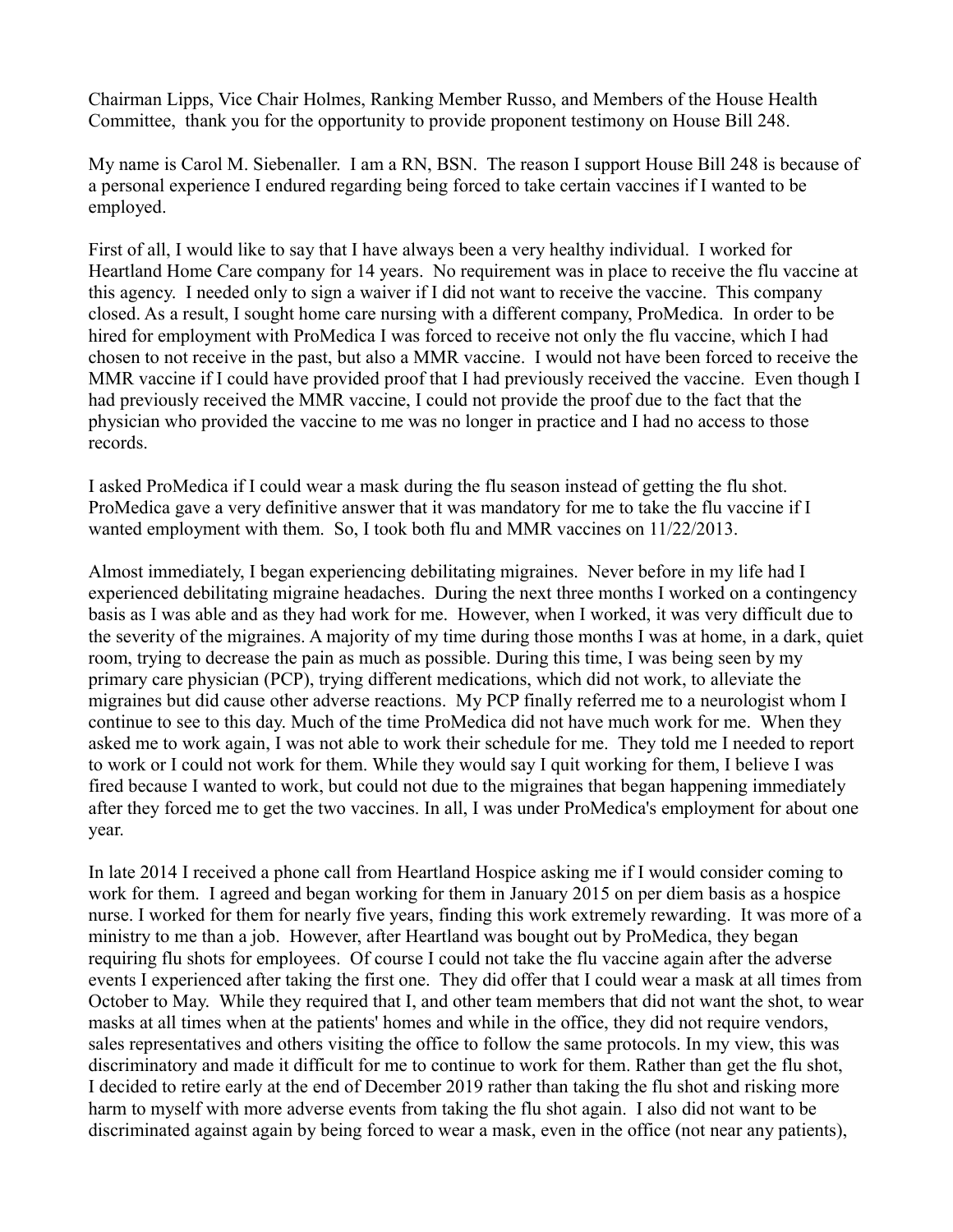Chairman Lipps, Vice Chair Holmes, Ranking Member Russo, and Members of the House Health Committee, thank you for the opportunity to provide proponent testimony on House Bill 248.

My name is Carol M. Siebenaller. I am a RN, BSN. The reason I support House Bill 248 is because of a personal experience I endured regarding being forced to take certain vaccines if I wanted to be employed.

First of all, I would like to say that I have always been a very healthy individual. I worked for Heartland Home Care company for 14 years. No requirement was in place to receive the flu vaccine at this agency. I needed only to sign a waiver if I did not want to receive the vaccine. This company closed. As a result, I sought home care nursing with a different company, ProMedica. In order to be hired for employment with ProMedica I was forced to receive not only the flu vaccine, which I had chosen to not receive in the past, but also a MMR vaccine. I would not have been forced to receive the MMR vaccine if I could have provided proof that I had previously received the vaccine. Even though I had previously received the MMR vaccine, I could not provide the proof due to the fact that the physician who provided the vaccine to me was no longer in practice and I had no access to those records.

I asked ProMedica if I could wear a mask during the flu season instead of getting the flu shot. ProMedica gave a very definitive answer that it was mandatory for me to take the flu vaccine if I wanted employment with them. So, I took both flu and MMR vaccines on 11/22/2013.

Almost immediately, I began experiencing debilitating migraines. Never before in my life had I experienced debilitating migraine headaches. During the next three months I worked on a contingency basis as I was able and as they had work for me. However, when I worked, it was very difficult due to the severity of the migraines. A majority of my time during those months I was at home, in a dark, quiet room, trying to decrease the pain as much as possible. During this time, I was being seen by my primary care physician (PCP), trying different medications, which did not work, to alleviate the migraines but did cause other adverse reactions. My PCP finally referred me to a neurologist whom I continue to see to this day. Much of the time ProMedica did not have much work for me. When they asked me to work again, I was not able to work their schedule for me. They told me I needed to report to work or I could not work for them. While they would say I quit working for them, I believe I was fired because I wanted to work, but could not due to the migraines that began happening immediately after they forced me to get the two vaccines. In all, I was under ProMedica's employment for about one year.

In late 2014 I received a phone call from Heartland Hospice asking me if I would consider coming to work for them. I agreed and began working for them in January 2015 on per diem basis as a hospice nurse. I worked for them for nearly five years, finding this work extremely rewarding. It was more of a ministry to me than a job. However, after Heartland was bought out by ProMedica, they began requiring flu shots for employees. Of course I could not take the flu vaccine again after the adverse events I experienced after taking the first one. They did offer that I could wear a mask at all times from October to May. While they required that I, and other team members that did not want the shot, to wear masks at all times when at the patients' homes and while in the office, they did not require vendors, sales representatives and others visiting the office to follow the same protocols. In my view, this was discriminatory and made it difficult for me to continue to work for them. Rather than get the flu shot, I decided to retire early at the end of December 2019 rather than taking the flu shot and risking more harm to myself with more adverse events from taking the flu shot again. I also did not want to be discriminated against again by being forced to wear a mask, even in the office (not near any patients),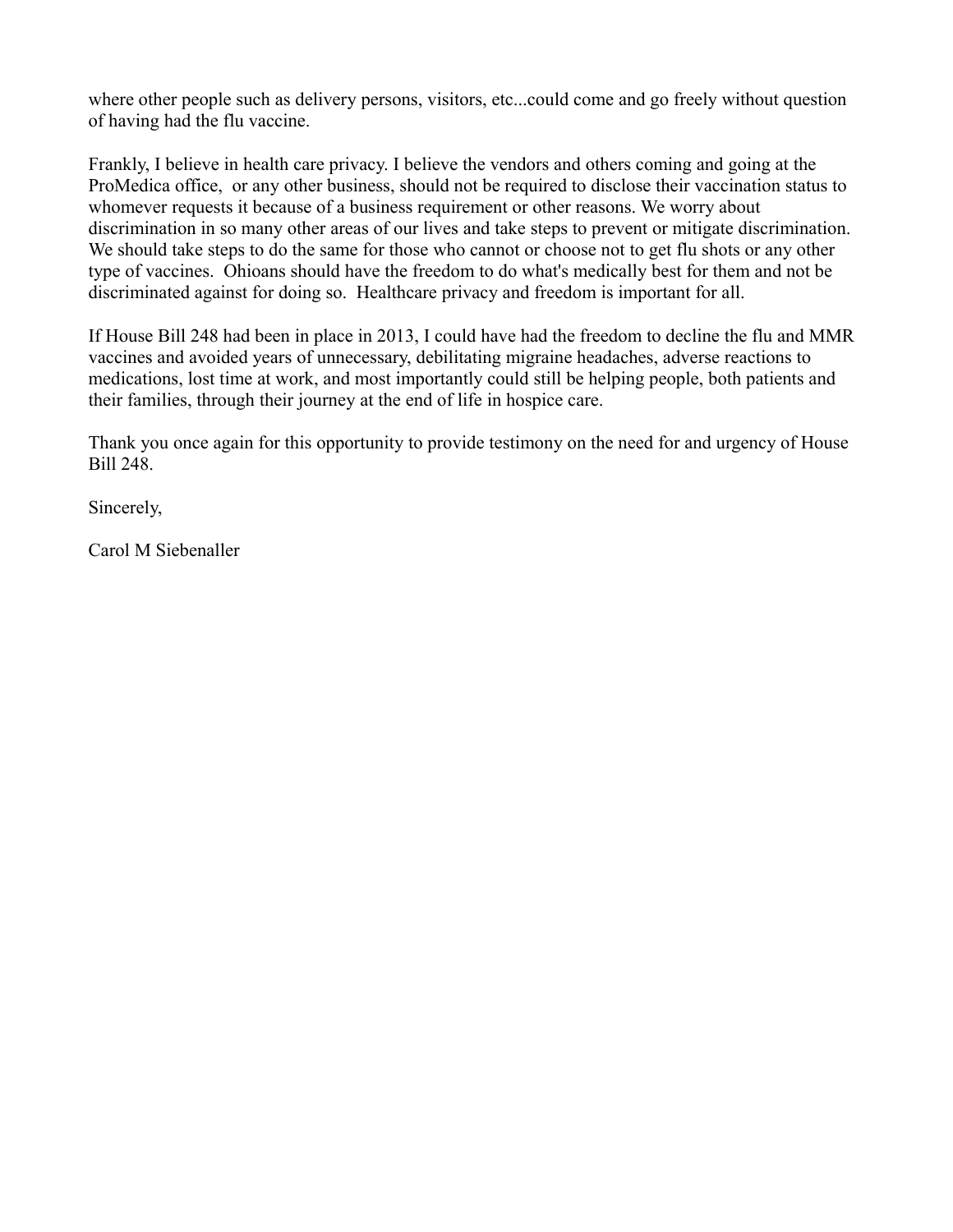where other people such as delivery persons, visitors, etc...could come and go freely without question of having had the flu vaccine.

Frankly, I believe in health care privacy. I believe the vendors and others coming and going at the ProMedica office, or any other business, should not be required to disclose their vaccination status to whomever requests it because of a business requirement or other reasons. We worry about discrimination in so many other areas of our lives and take steps to prevent or mitigate discrimination. We should take steps to do the same for those who cannot or choose not to get flu shots or any other type of vaccines. Ohioans should have the freedom to do what's medically best for them and not be discriminated against for doing so. Healthcare privacy and freedom is important for all.

If House Bill 248 had been in place in 2013, I could have had the freedom to decline the flu and MMR vaccines and avoided years of unnecessary, debilitating migraine headaches, adverse reactions to medications, lost time at work, and most importantly could still be helping people, both patients and their families, through their journey at the end of life in hospice care.

Thank you once again for this opportunity to provide testimony on the need for and urgency of House Bill 248.

Sincerely,

Carol M Siebenaller